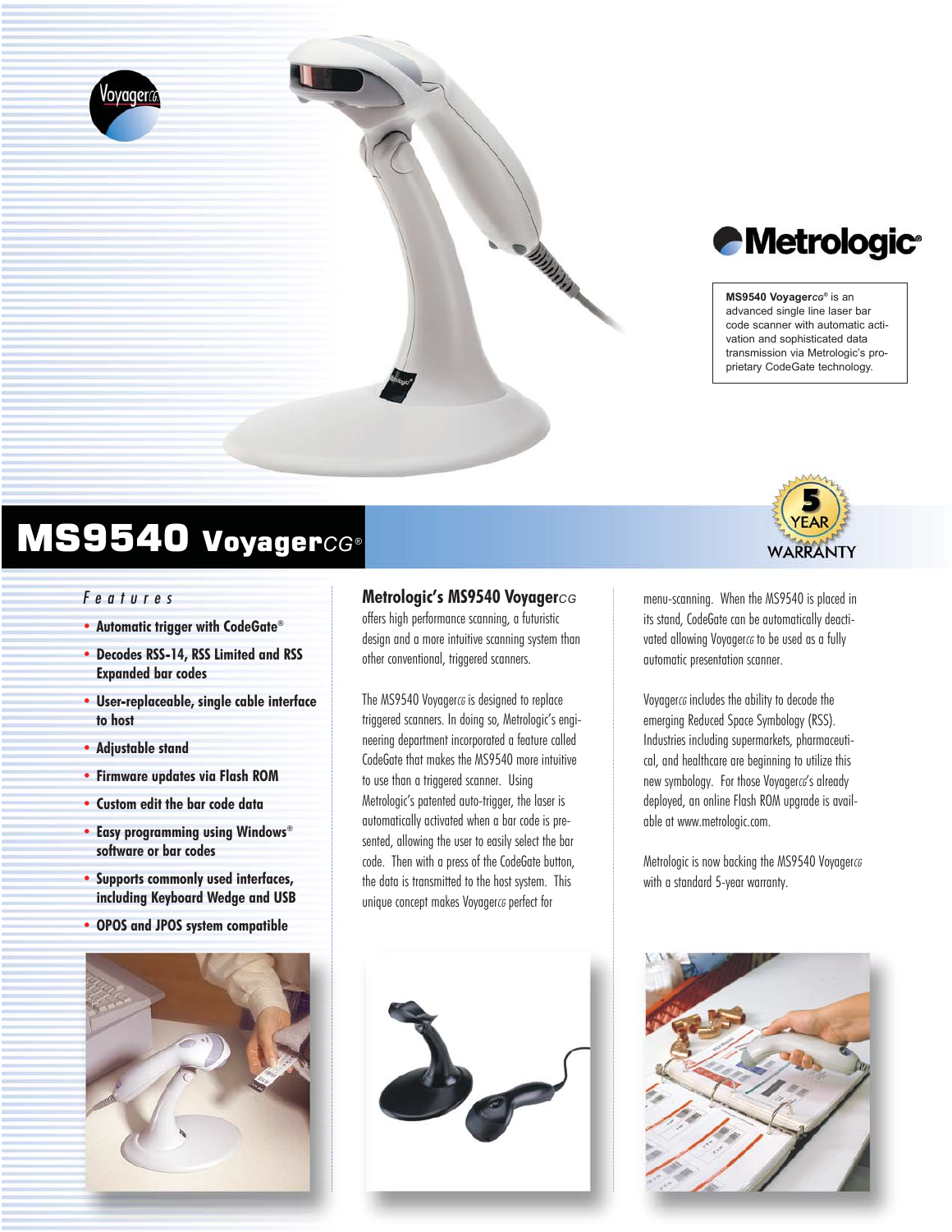Metrologic®

**MS9540 Voyager*CG*®** is an advanced single line laser bar code scanner with automatic activation and sophisticated data transmission via Metrologic's proprietary CodeGate technology.

# MS9540 Voyager*CG*®

5 YEAR WARRANTY

## *Features*

- **Automatic trigger with CodeGate®**
- **Decodes RSS-14, RSS Limited and RSS Expanded bar codes**
- **User-replaceable, single cable interface to host**
- **Adjustable stand**
- **Firmware updates via Flash ROM**
- **Custom edit the bar code data**
- **Easy programming using Windows® software or bar codes**
- **Supports commonly used interfaces, including Keyboard Wedge and USB**
- **OPOS and JPOS system compatible**

**Metrologic's MS9540 Voyager*CG*** offers high performance scanning, a futuristic design and a more intuitive scanning system than other conventional, triggered scanners.

The MS9540 Voyager*CG* is designed to replace triggered scanners. In doing so, Metrologic's engineering department incorporated a feature called CodeGate that makes the MS9540 more intuitive to use than a triggered scanner. Using Metrologic's patented auto-trigger, the laser is automatically activated when a bar code is presented, allowing the user to easily select the bar code. Then with a press of the CodeGate button, the data is transmitted to the host system. This unique concept makes Voyager*CG* perfect for menu-scanning. When the MS9540 is placed in its stand, CodeGate can be automatically deactivated allowing Voyager*CG* to be used as a fully automatic presentation scanner.

Voyager*CG* includes the ability to decode the emerging Reduced Space Symbology (RSS). Industries including supermarkets, pharmaceutical, and healthcare are beginning to utilize this new symbology. For those Voyager*CG*'s already deployed, an online Flash ROM upgrade is available at www.metrologic.com.

Metrologic is now backing the MS9540 Voyager*CG* with a standard 5-year warranty.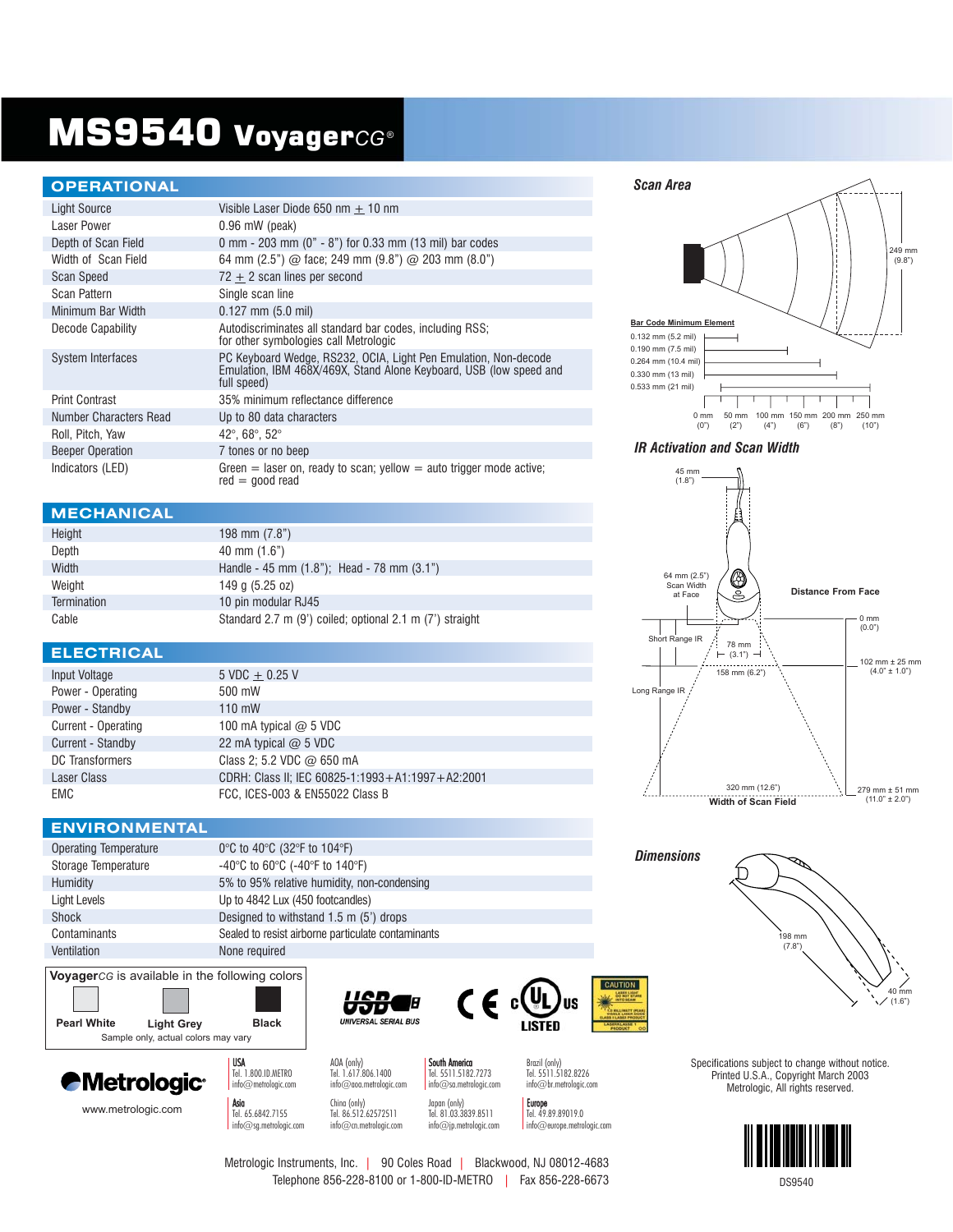# MS9540 Voyager*CG*®

## OPERATIONAL

| | |
|---|---|
| Light Source | Visible Laser Diode 650 nm ± 10 nm |
| Laser Power | 0.96 mW (peak) |
| Depth of Scan Field | 0 mm - 203 mm (0" - 8") for 0.33 mm (13 mil) bar codes |
| Width of Scan Field | 64 mm (2.5") @ face; 249 mm (9.8") @ 203 mm (8.0") |
| Scan Speed | 72 ± 2 scan lines per second |
| Scan Pattern | Single scan line |
| Minimum Bar Width | 0.127 mm (5.0 mil) |
| Decode Capability | Autodiscriminates all standard bar codes, including RSS; for other symbologies call Metrologic |
| System Interfaces | PC Keyboard Wedge, RS232, OCIA, Light Pen Emulation, Non-decode Emulation, IBM 468X/469X, Stand Alone Keyboard, USB (low speed and full speed) |
| Print Contrast | 35% minimum reflectance difference |
| Number Characters Read | Up to 80 data characters |
| Roll, Pitch, Yaw | 42°, 68°, 52° |
| Beeper Operation | 7 tones or no beep |
| Indicators (LED) | Green = laser on, ready to scan; yellow = auto trigger mode active; red = good read |

## MECHANICAL

| | |
|---|---|
| Height | 198 mm (7.8") |
| Depth | 40 mm (1.6") |
| Width | Handle - 45 mm (1.8"); Head - 78 mm (3.1") |
| Weight | 149 g (5.25 oz) |
| Termination | 10 pin modular RJ45 |
| Cable | Standard 2.7 m (9') coiled; optional 2.1 m (7') straight |

## ELECTRICAL

| | |
|---|---|
| Input Voltage | 5 VDC ± 0.25 V |
| Power - Operating | 500 mW |
| Power - Standby | 110 mW |
| Current - Operating | 100 mA typical @ 5 VDC |
| Current - Standby | 22 mA typical @ 5 VDC |
| DC Transformers | Class 2; 5.2 VDC @ 650 mA |
| Laser Class | CDRH: Class II; IEC 60825-1:1993+A1:1997+A2:2001 |
| EMC | FCC, ICES-003 & EN55022 Class B |

## ENVIRONMENTAL

| | |
|---|---|
| Operating Temperature | 0°C to 40°C (32°F to 104°F) |
| Storage Temperature | -40°C to 60°C (-40°F to 140°F) |
| Humidity | 5% to 95% relative humidity, non-condensing |
| Light Levels | Up to 4842 Lux (450 footcandles) |
| Shock | Designed to withstand 1.5 m (5') drops |
| Contaminants | Sealed to resist airborne particulate contaminants |
| Ventilation | None required |

### Scan Area

249 mm (9.8")

**Bar Code Minimum Element**

- 0.132 mm (5.2 mil)
- 0.190 mm (7.5 mil)
- 0.264 mm (10.4 mil)
- 0.330 mm (13 mil)
- 0.533 mm (21 mil)

0 mm (0") · 50 mm (2") · 100 mm (4") · 150 mm (6") · 200 mm (8") · 250 mm (10")

### IR Activation and Scan Width

45 mm (1.8")

64 mm (2.5") Scan Width at Face

Distance From Face

0 mm (0.0")

Short Range IR — 78 mm (3.1")

158 mm (6.2")

102 mm ± 25 mm (4.0" ± 1.0")

Long Range IR

320 mm (12.6")

**Width of Scan Field**

279 mm ± 51 mm (11.0" ± 2.0")

### Dimensions

198 mm (7.8")

40 mm (1.6")

Voyager*CG* is available in the following colors

Pearl White · Light Grey · Black

Sample only, actual colors may vary

USB UNIVERSAL SERIAL BUS · CE · cULus LISTED

Metrologic
www.metrologic.com

**USA** Tel. 1.800.ID.METRO info@metrologic.com
AOA (only) Tel. 1.617.806.1400 info@aoa.metrologic.com
**South America** Tel. 5511.5182.7273 info@sa.metrologic.com
Brazil (only) Tel. 5511.5182.8226 info@br.metrologic.com
**Asia** Tel. 65.6842.7155 info@sg.metrologic.com
China (only) Tel. 86.512.62572511 info@cn.metrologic.com
Japan (only) Tel. 81.03.3839.8511 info@jp.metrologic.com
**Europe** Tel. 49.89.89019.0 info@europe.metrologic.com

Specifications subject to change without notice.
Printed U.S.A., Copyright March 2003
Metrologic, All rights reserved.

Metrologic Instruments, Inc. | 90 Coles Road | Blackwood, NJ 08012-4683
Telephone 856-228-8100 or 1-800-ID-METRO | Fax 856-228-6673

DS9540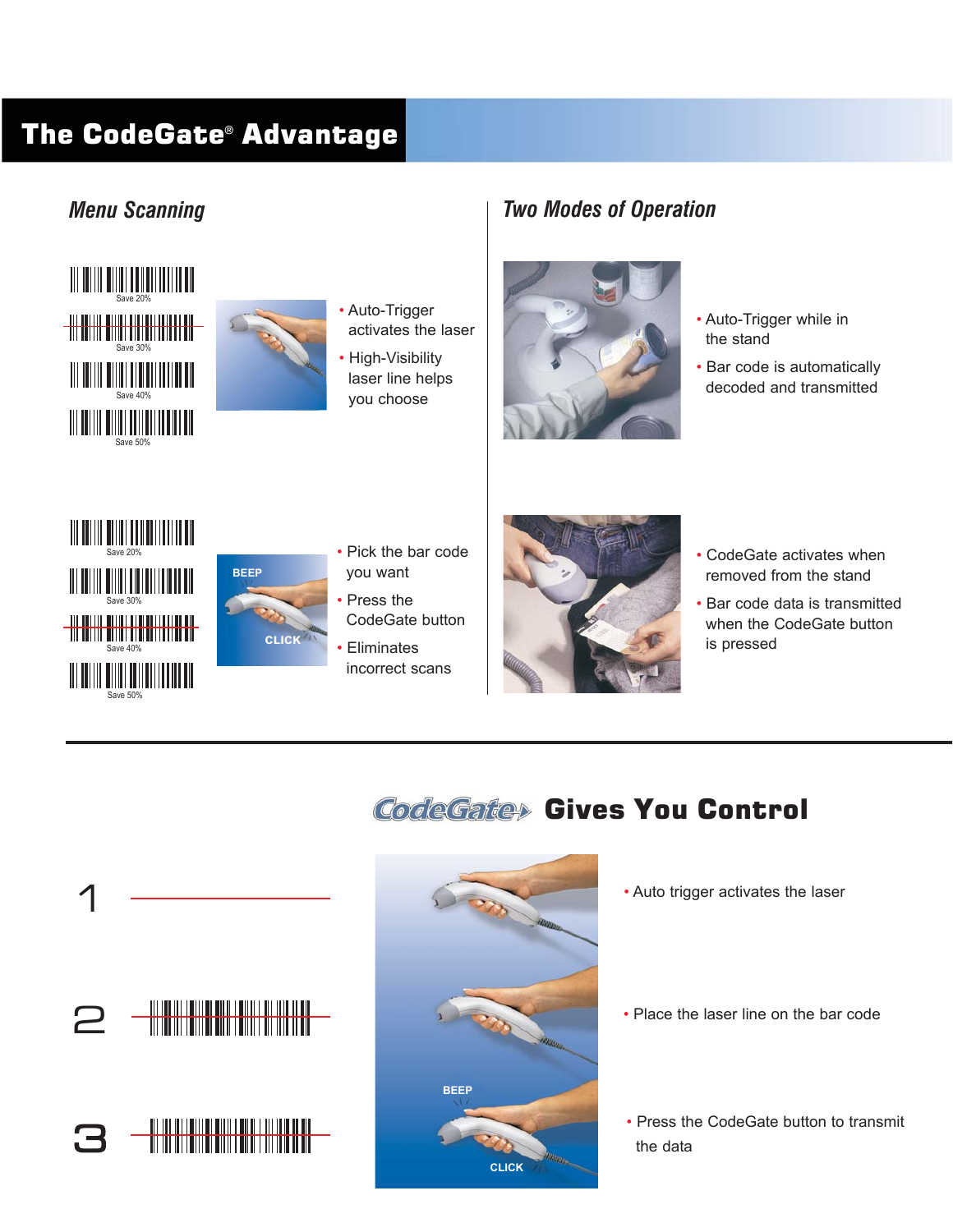# The CodeGate® Advantage

## Menu Scanning

Save 20%
Save 30%
Save 40%
Save 50%

- Auto-Trigger activates the laser
- High-Visibility laser line helps you choose

Save 20%
Save 30%
Save 40%
Save 50%

BEEP
CLICK

- Pick the bar code you want
- Press the CodeGate button
- Eliminates incorrect scans

## Two Modes of Operation

- Auto-Trigger while in the stand
- Bar code is automatically decoded and transmitted

- CodeGate activates when removed from the stand
- Bar code data is transmitted when the CodeGate button is pressed

## CodeGate Gives You Control

1

- Auto trigger activates the laser

2

- Place the laser line on the bar code

3

BEEP
CLICK

- Press the CodeGate button to transmit the data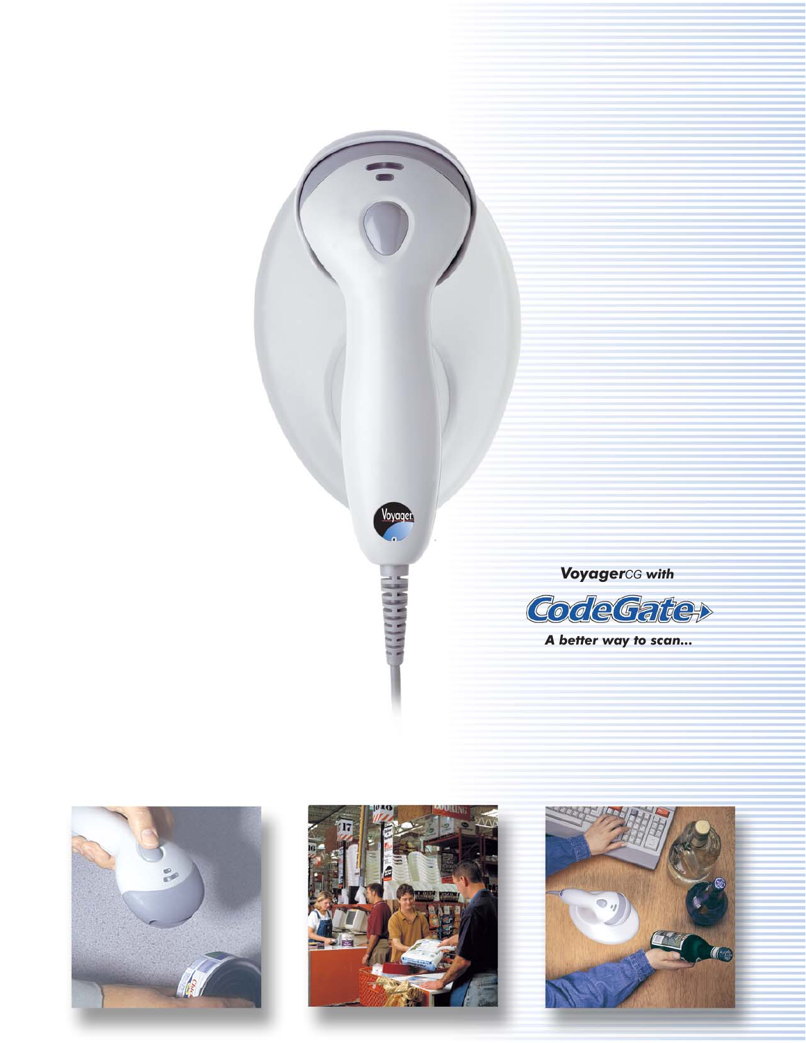***Voyager**CG with*

**CodeGate**

***A better way to scan...***